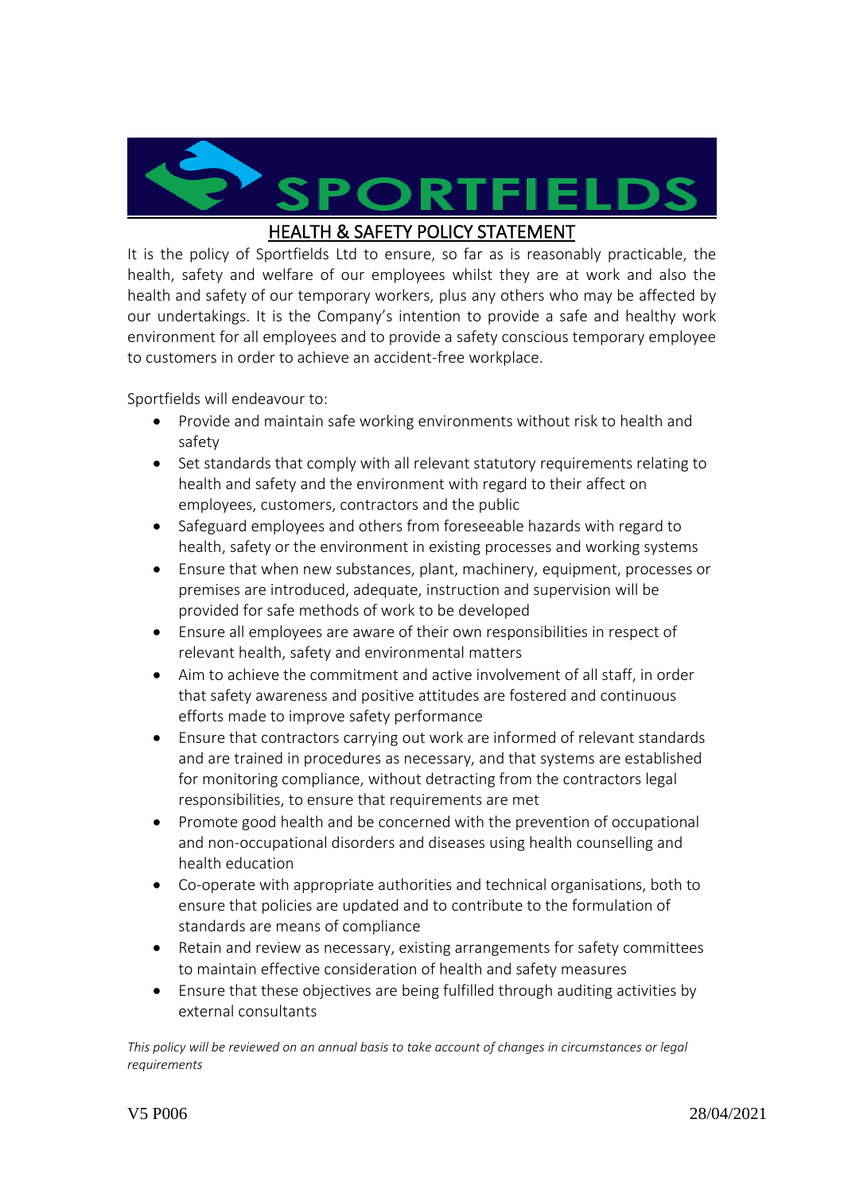# SPORTFIELDS

## HEALTH & SAFETY POLICY STATEMENT

It is the policy of Sportfields Ltd to ensure, so far as is reasonably practicable, the health, safety and welfare of our employees whilst they are at work and also the health and safety of our temporary workers, plus any others who may be affected by our undertakings. It is the Company's intention to provide a safe and healthy work environment for all employees and to provide a safety conscious temporary employee to customers in order to achieve an accident-free workplace.

Sportfields will endeavour to:

- Provide and maintain safe working environments without risk to health and safety
- Set standards that comply with all relevant statutory requirements relating to health and safety and the environment with regard to their affect on employees, customers, contractors and the public
- Safeguard employees and others from foreseeable hazards with regard to health, safety or the environment in existing processes and working systems
- Ensure that when new substances, plant, machinery, equipment, processes or premises are introduced, adequate, instruction and supervision will be provided for safe methods of work to be developed
- Ensure all employees are aware of their own responsibilities in respect of relevant health, safety and environmental matters
- Aim to achieve the commitment and active involvement of all staff, in order that safety awareness and positive attitudes are fostered and continuous efforts made to improve safety performance
- Ensure that contractors carrying out work are informed of relevant standards and are trained in procedures as necessary, and that systems are established for monitoring compliance, without detracting from the contractors legal responsibilities, to ensure that requirements are met
- Promote good health and be concerned with the prevention of occupational and non-occupational disorders and diseases using health counselling and health education
- Co-operate with appropriate authorities and technical organisations, both to ensure that policies are updated and to contribute to the formulation of standards are means of compliance
- Retain and review as necessary, existing arrangements for safety committees to maintain effective consideration of health and safety measures
- Ensure that these objectives are being fulfilled through auditing activities by external consultants

*This policy will be reviewed on an annual basis to take account of changes in circumstances or legal requirements*

V5 P006 28/04/2021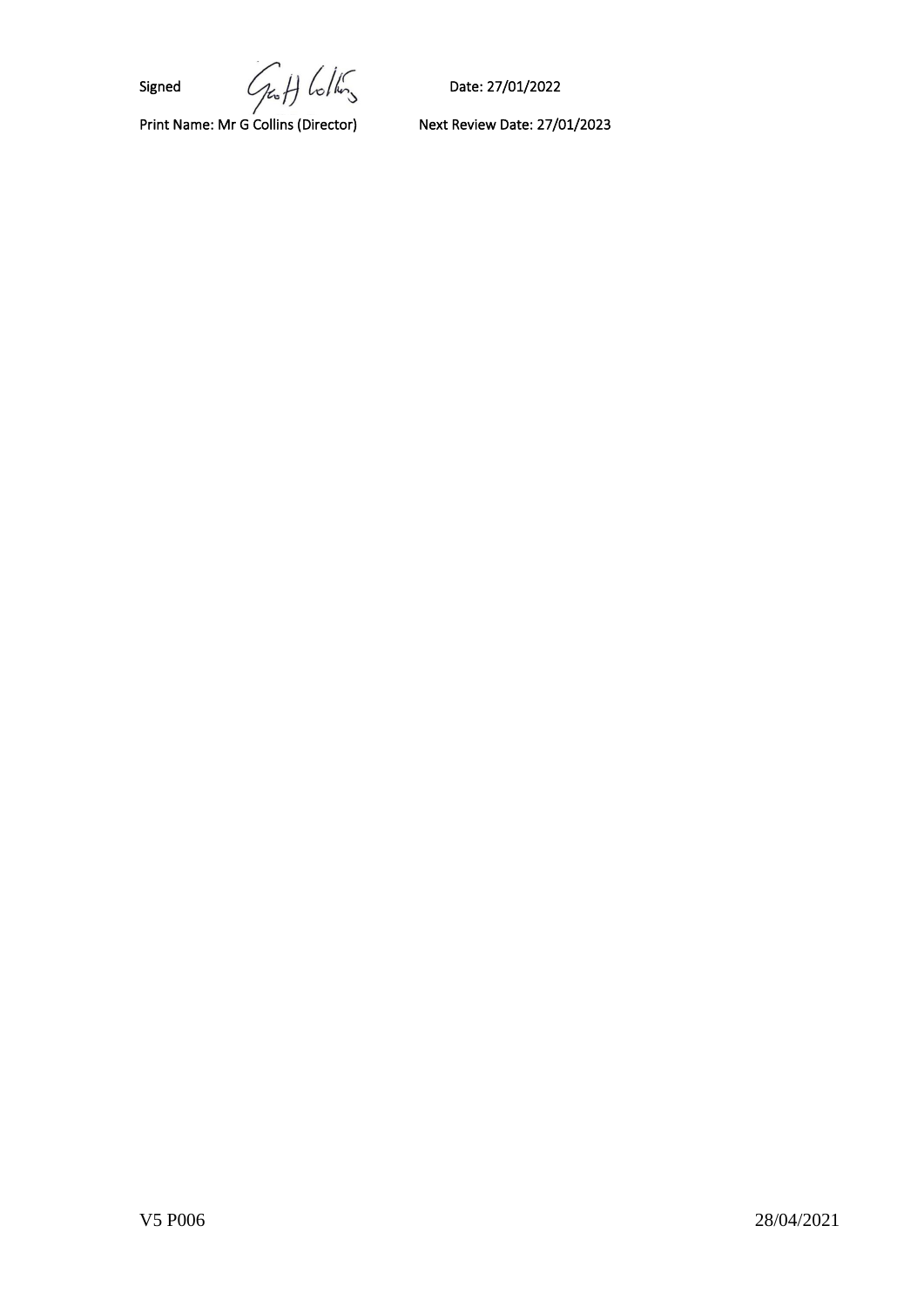Signed Date: 27/01/2022

Print Name: Mr G Collins (Director) Next Review Date: 27/01/2023